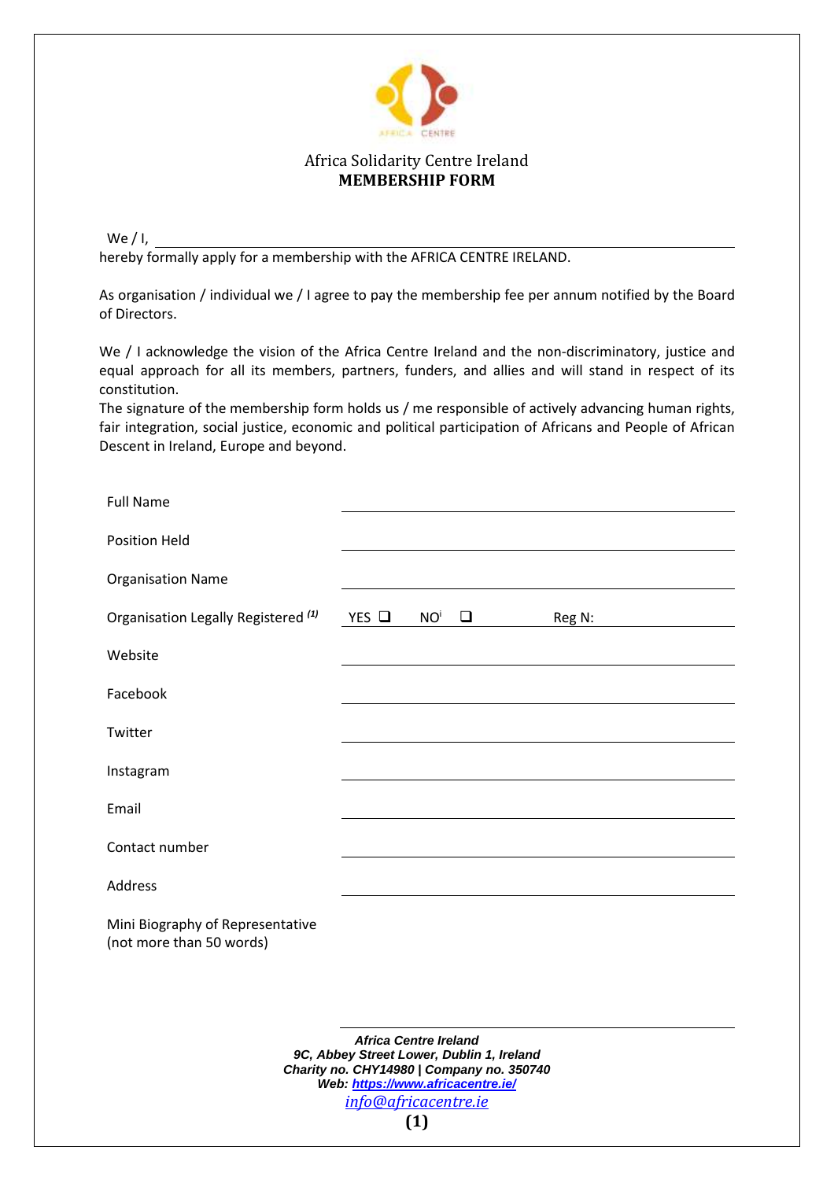Africa Solidarity Centre Ireland

**MEMBERSHIP FORM**

We / I, ______________________________________________

hereby formally apply for a membership with the AFRICA CENTRE IRELAND.

As organisation / individual we / I agree to pay the membership fee per annum notified by the Board of Directors.

We / I acknowledge the vision of the Africa Centre Ireland and the non-discriminatory, justice and equal approach for all its members, partners, funders, and allies and will stand in respect of its constitution.

The signature of the membership form holds us / me responsible of actively advancing human rights, fair integration, social justice, economic and political participation of Africans and People of African Descent in Ireland, Europe and beyond.

| | |
|---|---|
| Full Name | |
| Position Held | |
| Organisation Name | |
| Organisation Legally Registered *(1)* | YES ❑ NO[i] ❑ Reg N: |
| Website | |
| Facebook | |
| Twitter | |
| Instagram | |
| Email | |
| Contact number | |
| Address | |
| Mini Biography of Representative (not more than 50 words) | |

***Africa Centre Ireland***
***9C, Abbey Street Lower, Dublin 1, Ireland***
***Charity no. CHY14980 | Company no. 350740***
***Web: https://www.africacentre.ie/***
*info@africacentre.ie*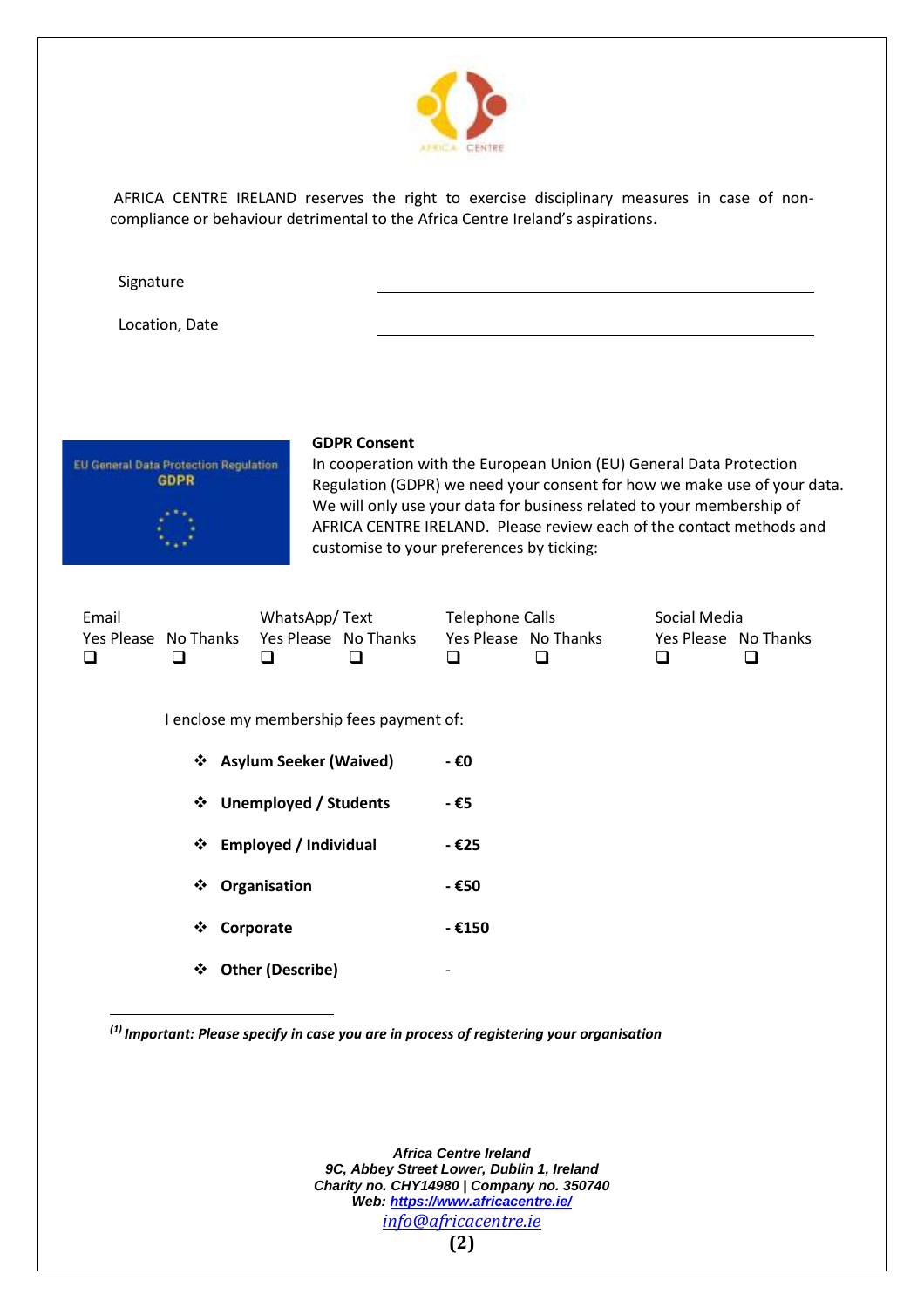AFRICA CENTRE IRELAND reserves the right to exercise disciplinary measures in case of non-compliance or behaviour detrimental to the Africa Centre Ireland's aspirations.

Signature \_\_\_\_\_\_\_\_\_\_\_\_\_\_\_\_\_\_\_\_\_\_\_\_\_\_\_\_\_\_

Location, Date \_\_\_\_\_\_\_\_\_\_\_\_\_\_\_\_\_\_\_\_\_\_\_\_\_\_\_\_\_\_

EU General Data Protection Regulation
GDPR

**GDPR Consent**

In cooperation with the European Union (EU) General Data Protection Regulation (GDPR) we need your consent for how we make use of your data. We will only use your data for business related to your membership of AFRICA CENTRE IRELAND. Please review each of the contact methods and customise to your preferences by ticking:

| Email | | WhatsApp/ Text | | Telephone Calls | | Social Media | |
|---|---|---|---|---|---|---|---|
| Yes Please | No Thanks | Yes Please | No Thanks | Yes Please | No Thanks | Yes Please | No Thanks |
| ❑ | ❑ | ❑ | ❑ | ❑ | ❑ | ❑ | ❑ |

I enclose my membership fees payment of:

- **Asylum Seeker (Waived)** - **€0**
- **Unemployed / Students** - **€5**
- **Employed / Individual** - **€25**
- **Organisation** - **€50**
- **Corporate** - **€150**
- **Other (Describe)** -

---

[1] ***Important: Please specify in case you are in process of registering your organisation***

***Africa Centre Ireland***
***9C, Abbey Street Lower, Dublin 1, Ireland***
***Charity no. CHY14980 | Company no. 350740***
***Web: https://www.africacentre.ie/***
*info@africacentre.ie*